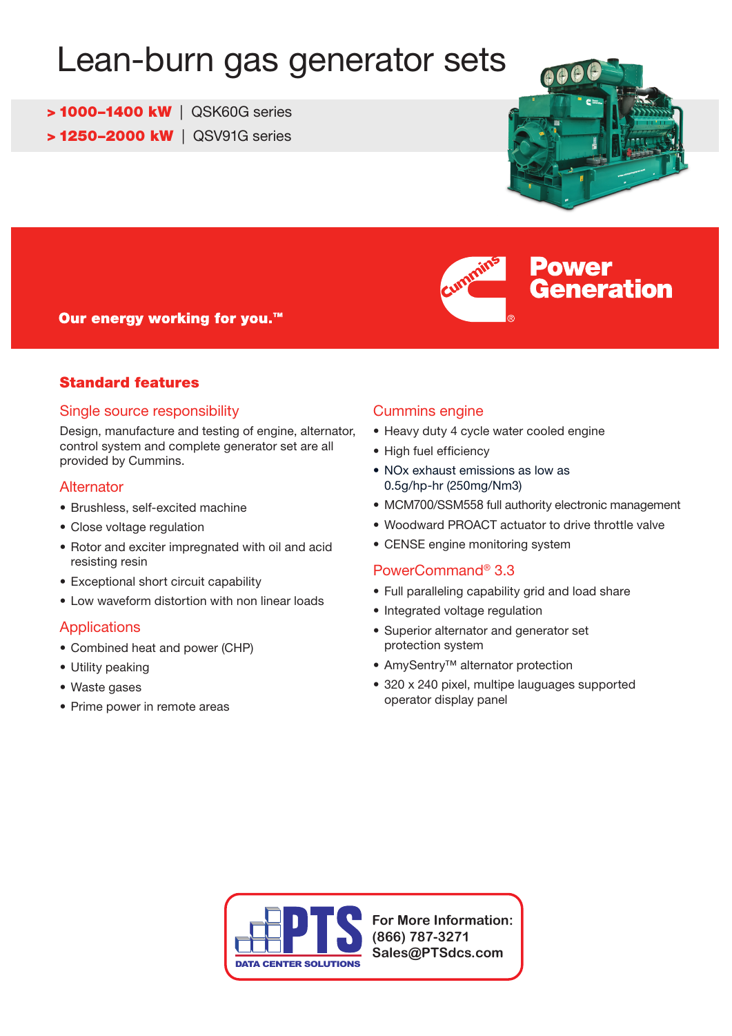# Lean-burn gas generator sets

> **1000–1400 kW** | QSK60G series
> **1250–2000 kW** | QSV91G series

**Power Generation**

**Our energy working for you.™**

## Standard features

### Single source responsibility

Design, manufacture and testing of engine, alternator, control system and complete generator set are all provided by Cummins.

### Alternator

- Brushless, self-excited machine
- Close voltage regulation
- Rotor and exciter impregnated with oil and acid resisting resin
- Exceptional short circuit capability
- Low waveform distortion with non linear loads

### Applications

- Combined heat and power (CHP)
- Utility peaking
- Waste gases
- Prime power in remote areas

### Cummins engine

- Heavy duty 4 cycle water cooled engine
- High fuel efficiency
- NOx exhaust emissions as low as 0.5g/hp-hr (250mg/Nm3)
- MCM700/SSM558 full authority electronic management
- Woodward PROACT actuator to drive throttle valve
- CENSE engine monitoring system

### PowerCommand® 3.3

- Full paralleling capability grid and load share
- Integrated voltage regulation
- Superior alternator and generator set protection system
- AmySentry™ alternator protection
- 320 x 240 pixel, multipe lauguages supported operator display panel

PTS DATA CENTER SOLUTIONS

**For More Information:**
**(866) 787-3271**
**Sales@PTSdcs.com**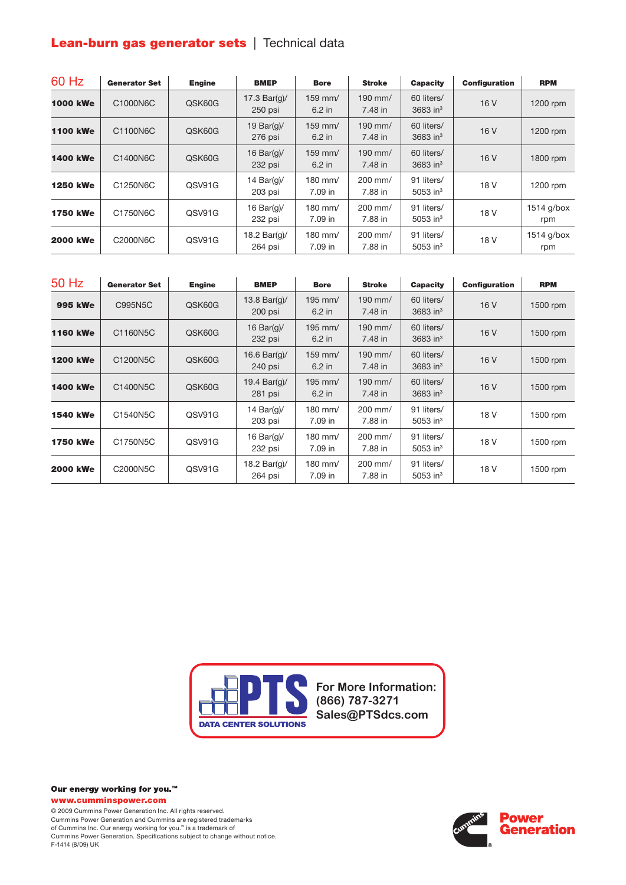# Lean-burn gas generator sets | Technical data

| 60 Hz | Generator Set | Engine | BMEP | Bore | Stroke | Capacity | Configuration | RPM |
|---|---|---|---|---|---|---|---|---|
| **1000 kWe** | C1000N6C | QSK60G | 17.3 Bar(g)/ 250 psi | 159 mm/ 6.2 in | 190 mm/ 7.48 in | 60 liters/ 3683 $in^3$ | 16 V | 1200 rpm |
| **1100 kWe** | C1100N6C | QSK60G | 19 Bar(g)/ 276 psi | 159 mm/ 6.2 in | 190 mm/ 7.48 in | 60 liters/ 3683 $in^3$ | 16 V | 1200 rpm |
| **1400 kWe** | C1400N6C | QSK60G | 16 Bar(g)/ 232 psi | 159 mm/ 6.2 in | 190 mm/ 7.48 in | 60 liters/ 3683 $in^3$ | 16 V | 1800 rpm |
| **1250 kWe** | C1250N6C | QSV91G | 14 Bar(g)/ 203 psi | 180 mm/ 7.09 in | 200 mm/ 7.88 in | 91 liters/ 5053 $in^3$ | 18 V | 1200 rpm |
| **1750 kWe** | C1750N6C | QSV91G | 16 Bar(g)/ 232 psi | 180 mm/ 7.09 in | 200 mm/ 7.88 in | 91 liters/ 5053 $in^3$ | 18 V | 1514 g/box rpm |
| **2000 kWe** | C2000N6C | QSV91G | 18.2 Bar(g)/ 264 psi | 180 mm/ 7.09 in | 200 mm/ 7.88 in | 91 liters/ 5053 $in^3$ | 18 V | 1514 g/box rpm |

| 50 Hz | Generator Set | Engine | BMEP | Bore | Stroke | Capacity | Configuration | RPM |
|---|---|---|---|---|---|---|---|---|
| **995 kWe** | C995N5C | QSK60G | 13.8 Bar(g)/ 200 psi | 195 mm/ 6.2 in | 190 mm/ 7.48 in | 60 liters/ 3683 $in^3$ | 16 V | 1500 rpm |
| **1160 kWe** | C1160N5C | QSK60G | 16 Bar(g)/ 232 psi | 195 mm/ 6.2 in | 190 mm/ 7.48 in | 60 liters/ 3683 $in^3$ | 16 V | 1500 rpm |
| **1200 kWe** | C1200N5C | QSK60G | 16.6 Bar(g)/ 240 psi | 159 mm/ 6.2 in | 190 mm/ 7.48 in | 60 liters/ 3683 $in^3$ | 16 V | 1500 rpm |
| **1400 kWe** | C1400N5C | QSK60G | 19.4 Bar(g)/ 281 psi | 195 mm/ 6.2 in | 190 mm/ 7.48 in | 60 liters/ 3683 $in^3$ | 16 V | 1500 rpm |
| **1540 kWe** | C1540N5C | QSV91G | 14 Bar(g)/ 203 psi | 180 mm/ 7.09 in | 200 mm/ 7.88 in | 91 liters/ 5053 $in^3$ | 18 V | 1500 rpm |
| **1750 kWe** | C1750N5C | QSV91G | 16 Bar(g)/ 232 psi | 180 mm/ 7.09 in | 200 mm/ 7.88 in | 91 liters/ 5053 $in^3$ | 18 V | 1500 rpm |
| **2000 kWe** | C2000N5C | QSV91G | 18.2 Bar(g)/ 264 psi | 180 mm/ 7.09 in | 200 mm/ 7.88 in | 91 liters/ 5053 $in^3$ | 18 V | 1500 rpm |

PTS DATA CENTER SOLUTIONS

**For More Information:**
**(866) 787-3271**
**Sales@PTSdcs.com**

**Our energy working for you.™**
**www.cumminspower.com**

© 2009 Cummins Power Generation Inc. All rights reserved.
Cummins Power Generation and Cummins are registered trademarks of Cummins Inc. Our energy working for you.™ is a trademark of Cummins Power Generation. Specifications subject to change without notice.
F-1414 (8/09) UK

Cummins Power Generation